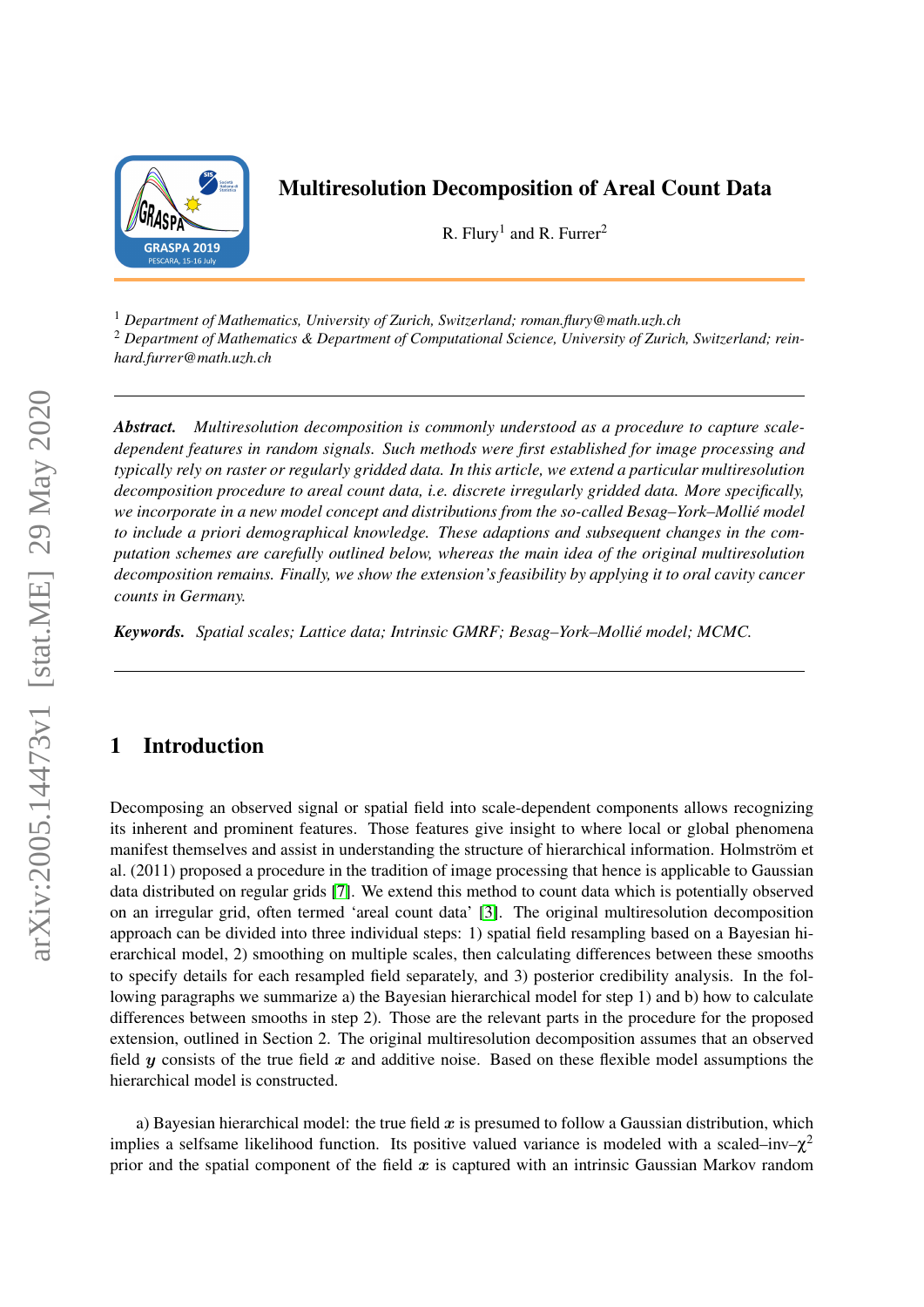# Multiresolution Decomposition of Areal Count Data

R. Flury[1] and R. Furrer[2]

[1] *Department of Mathematics, University of Zurich, Switzerland; roman.flury@math.uzh.ch*
[2] *Department of Mathematics & Department of Computational Science, University of Zurich, Switzerland; reinhard.furrer@math.uzh.ch*

***Abstract.*** *Multiresolution decomposition is commonly understood as a procedure to capture scale-dependent features in random signals. Such methods were first established for image processing and typically rely on raster or regularly gridded data. In this article, we extend a particular multiresolution decomposition procedure to areal count data, i.e. discrete irregularly gridded data. More specifically, we incorporate in a new model concept and distributions from the so-called Besag–York–Mollié model to include a priori demographical knowledge. These adaptions and subsequent changes in the computation schemes are carefully outlined below, whereas the main idea of the original multiresolution decomposition remains. Finally, we show the extension's feasibility by applying it to oral cavity cancer counts in Germany.*

***Keywords.*** *Spatial scales; Lattice data; Intrinsic GMRF; Besag–York–Mollié model; MCMC.*

## 1 Introduction

Decomposing an observed signal or spatial field into scale-dependent components allows recognizing its inherent and prominent features. Those features give insight to where local or global phenomena manifest themselves and assist in understanding the structure of hierarchical information. Holmström et al. (2011) proposed a procedure in the tradition of image processing that hence is applicable to Gaussian data distributed on regular grids [7]. We extend this method to count data which is potentially observed on an irregular grid, often termed 'areal count data' [3]. The original multiresolution decomposition approach can be divided into three individual steps: 1) spatial field resampling based on a Bayesian hierarchical model, 2) smoothing on multiple scales, then calculating differences between these smooths to specify details for each resampled field separately, and 3) posterior credibility analysis. In the following paragraphs we summarize a) the Bayesian hierarchical model for step 1) and b) how to calculate differences between smooths in step 2). Those are the relevant parts in the procedure for the proposed extension, outlined in Section 2. The original multiresolution decomposition assumes that an observed field $\boldsymbol{y}$ consists of the true field $\boldsymbol{x}$ and additive noise. Based on these flexible model assumptions the hierarchical model is constructed.

a) Bayesian hierarchical model: the true field $\boldsymbol{x}$ is presumed to follow a Gaussian distribution, which implies a selfsame likelihood function. Its positive valued variance is modeled with a scaled–inv–$\chi^2$ prior and the spatial component of the field $\boldsymbol{x}$ is captured with an intrinsic Gaussian Markov random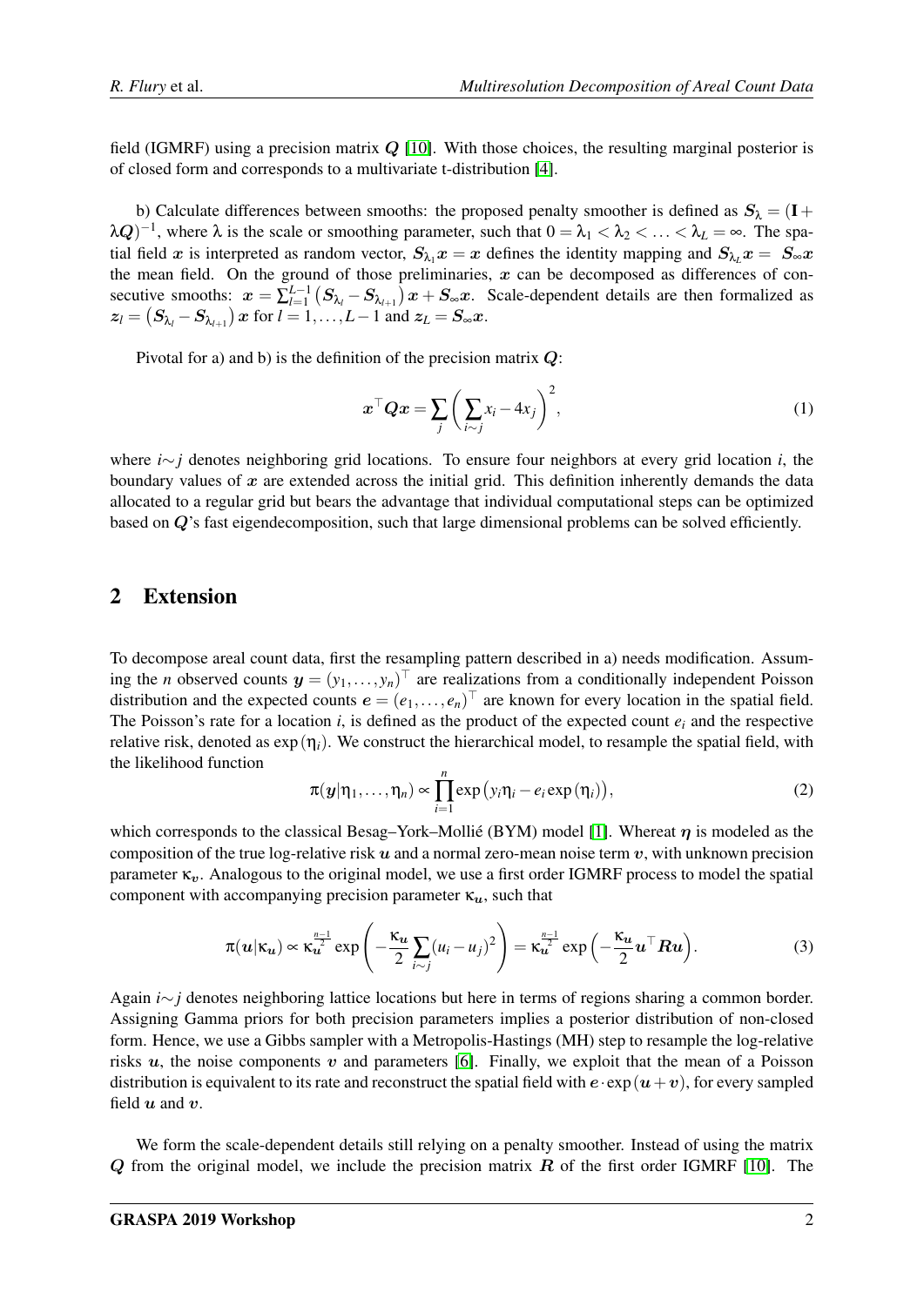field (IGMRF) using a precision matrix $\boldsymbol{Q}$ [10]. With those choices, the resulting marginal posterior is of closed form and corresponds to a multivariate t-distribution [4].

b) Calculate differences between smooths: the proposed penalty smoother is defined as $\boldsymbol{S}_\lambda = (\mathbf{I} + \lambda \boldsymbol{Q})^{-1}$, where $\lambda$ is the scale or smoothing parameter, such that $0 = \lambda_1 < \lambda_2 < \ldots < \lambda_L = \infty$. The spatial field $\boldsymbol{x}$ is interpreted as random vector, $\boldsymbol{S}_{\lambda_1}\boldsymbol{x} = \boldsymbol{x}$ defines the identity mapping and $\boldsymbol{S}_{\lambda_L}\boldsymbol{x} = \boldsymbol{S}_\infty \boldsymbol{x}$ the mean field. On the ground of those preliminaries, $\boldsymbol{x}$ can be decomposed as differences of consecutive smooths: $\boldsymbol{x} = \sum_{l=1}^{L-1}\left(\boldsymbol{S}_{\lambda_l} - \boldsymbol{S}_{\lambda_{l+1}}\right)\boldsymbol{x} + \boldsymbol{S}_\infty \boldsymbol{x}$. Scale-dependent details are then formalized as $\boldsymbol{z}_l = \left(\boldsymbol{S}_{\lambda_l} - \boldsymbol{S}_{\lambda_{l+1}}\right)\boldsymbol{x}$ for $l = 1, \ldots, L-1$ and $\boldsymbol{z}_L = \boldsymbol{S}_\infty \boldsymbol{x}$.

Pivotal for a) and b) is the definition of the precision matrix $\boldsymbol{Q}$:

$$\boldsymbol{x}^\top \boldsymbol{Q} \boldsymbol{x} = \sum_j \left( \sum_{i \sim j} x_i - 4x_j \right)^2, \tag{1}$$

where $i \sim j$ denotes neighboring grid locations. To ensure four neighbors at every grid location $i$, the boundary values of $\boldsymbol{x}$ are extended across the initial grid. This definition inherently demands the data allocated to a regular grid but bears the advantage that individual computational steps can be optimized based on $\boldsymbol{Q}$'s fast eigendecomposition, such that large dimensional problems can be solved efficiently.

## 2 Extension

To decompose areal count data, first the resampling pattern described in a) needs modification. Assuming the $n$ observed counts $\boldsymbol{y} = (y_1, \ldots, y_n)^\top$ are realizations from a conditionally independent Poisson distribution and the expected counts $\boldsymbol{e} = (e_1, \ldots, e_n)^\top$ are known for every location in the spatial field. The Poisson's rate for a location $i$, is defined as the product of the expected count $e_i$ and the respective relative risk, denoted as $\exp(\eta_i)$. We construct the hierarchical model, to resample the spatial field, with the likelihood function

$$\pi(\boldsymbol{y}|\eta_1, \ldots, \eta_n) \propto \prod_{i=1}^{n} \exp\left(y_i \eta_i - e_i \exp(\eta_i)\right), \tag{2}$$

which corresponds to the classical Besag–York–Mollié (BYM) model [1]. Whereat $\boldsymbol{\eta}$ is modeled as the composition of the true log-relative risk $\boldsymbol{u}$ and a normal zero-mean noise term $\boldsymbol{v}$, with unknown precision parameter $\kappa_{\boldsymbol{v}}$. Analogous to the original model, we use a first order IGMRF process to model the spatial component with accompanying precision parameter $\kappa_{\boldsymbol{u}}$, such that

$$\pi(\boldsymbol{u}|\kappa_{\boldsymbol{u}}) \propto \kappa_{\boldsymbol{u}}^{\frac{n-1}{2}} \exp\left(-\frac{\kappa_{\boldsymbol{u}}}{2} \sum_{i \sim j}(u_i - u_j)^2\right) = \kappa_{\boldsymbol{u}}^{\frac{n-1}{2}} \exp\left(-\frac{\kappa_{\boldsymbol{u}}}{2} \boldsymbol{u}^\top \boldsymbol{R} \boldsymbol{u}\right). \tag{3}$$

Again $i \sim j$ denotes neighboring lattice locations but here in terms of regions sharing a common border. Assigning Gamma priors for both precision parameters implies a posterior distribution of non-closed form. Hence, we use a Gibbs sampler with a Metropolis-Hastings (MH) step to resample the log-relative risks $\boldsymbol{u}$, the noise components $\boldsymbol{v}$ and parameters [6]. Finally, we exploit that the mean of a Poisson distribution is equivalent to its rate and reconstruct the spatial field with $\boldsymbol{e} \cdot \exp(\boldsymbol{u} + \boldsymbol{v})$, for every sampled field $\boldsymbol{u}$ and $\boldsymbol{v}$.

We form the scale-dependent details still relying on a penalty smoother. Instead of using the matrix $\boldsymbol{Q}$ from the original model, we include the precision matrix $\boldsymbol{R}$ of the first order IGMRF [10]. The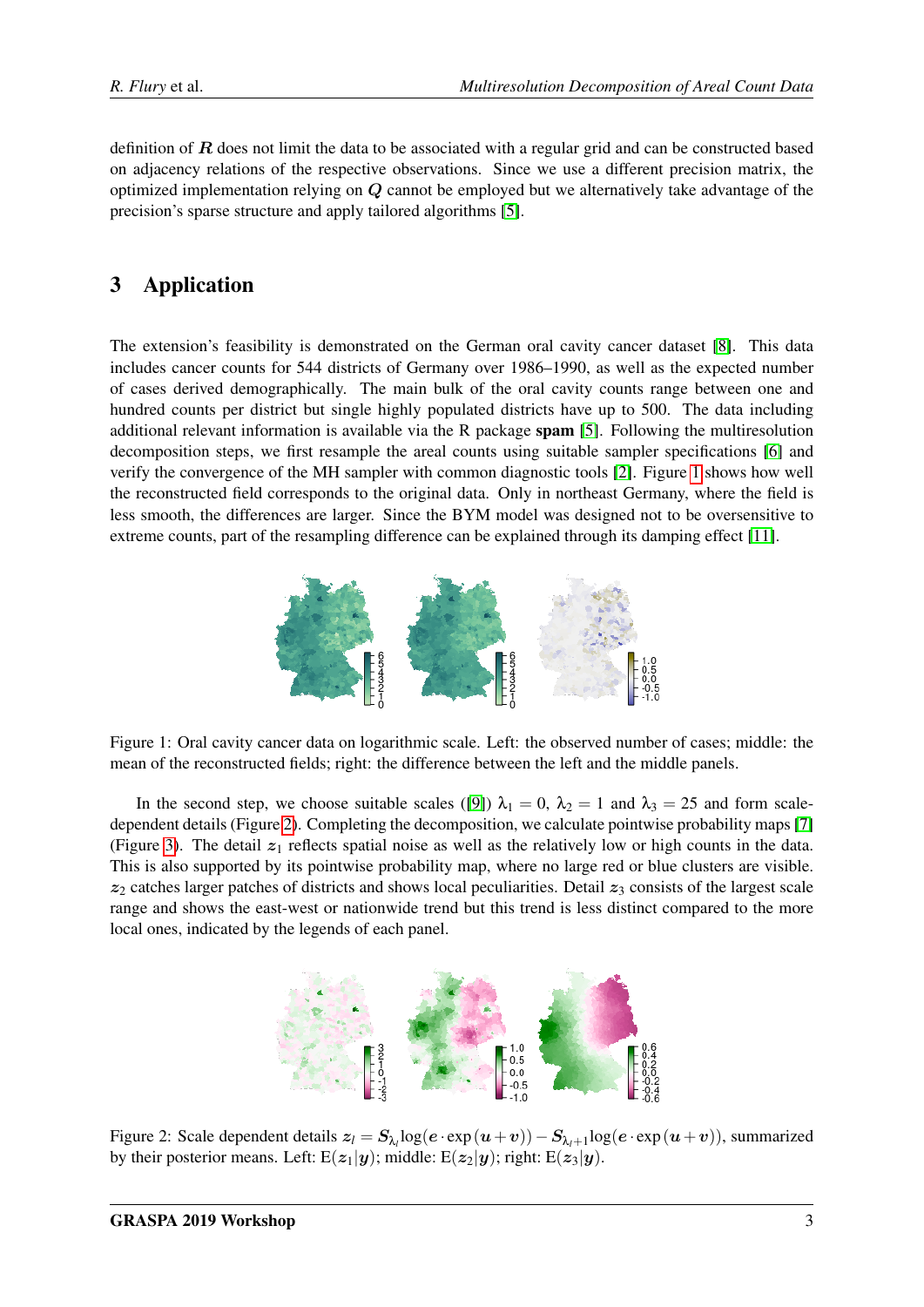definition of $\boldsymbol{R}$ does not limit the data to be associated with a regular grid and can be constructed based on adjacency relations of the respective observations. Since we use a different precision matrix, the optimized implementation relying on $\boldsymbol{Q}$ cannot be employed but we alternatively take advantage of the precision's sparse structure and apply tailored algorithms [5].

## 3 Application

The extension's feasibility is demonstrated on the German oral cavity cancer dataset [8]. This data includes cancer counts for 544 districts of Germany over 1986–1990, as well as the expected number of cases derived demographically. The main bulk of the oral cavity counts range between one and hundred counts per district but single highly populated districts have up to 500. The data including additional relevant information is available via the R package **spam** [5]. Following the multiresolution decomposition steps, we first resample the areal counts using suitable sampler specifications [6] and verify the convergence of the MH sampler with common diagnostic tools [2]. Figure 1 shows how well the reconstructed field corresponds to the original data. Only in northeast Germany, where the field is less smooth, the differences are larger. Since the BYM model was designed not to be oversensitive to extreme counts, part of the resampling difference can be explained through its damping effect [11].

Figure 1: Oral cavity cancer data on logarithmic scale. Left: the observed number of cases; middle: the mean of the reconstructed fields; right: the difference between the left and the middle panels.

In the second step, we choose suitable scales ([9]) $\lambda_1 = 0$, $\lambda_2 = 1$ and $\lambda_3 = 25$ and form scale-dependent details (Figure 2). Completing the decomposition, we calculate pointwise probability maps [7] (Figure 3). The detail $\boldsymbol{z}_1$ reflects spatial noise as well as the relatively low or high counts in the data. This is also supported by its pointwise probability map, where no large red or blue clusters are visible. $\boldsymbol{z}_2$ catches larger patches of districts and shows local peculiarities. Detail $\boldsymbol{z}_3$ consists of the largest scale range and shows the east-west or nationwide trend but this trend is less distinct compared to the more local ones, indicated by the legends of each panel.

Figure 2: Scale dependent details $\boldsymbol{z}_l = \boldsymbol{S}_{\lambda_l}\log(\boldsymbol{e}\cdot\exp(\boldsymbol{u}+\boldsymbol{v})) - \boldsymbol{S}_{\lambda_{l+1}}\log(\boldsymbol{e}\cdot\exp(\boldsymbol{u}+\boldsymbol{v}))$, summarized by their posterior means. Left: $\mathrm{E}(\boldsymbol{z}_1|\boldsymbol{y})$; middle: $\mathrm{E}(\boldsymbol{z}_2|\boldsymbol{y})$; right: $\mathrm{E}(\boldsymbol{z}_3|\boldsymbol{y})$.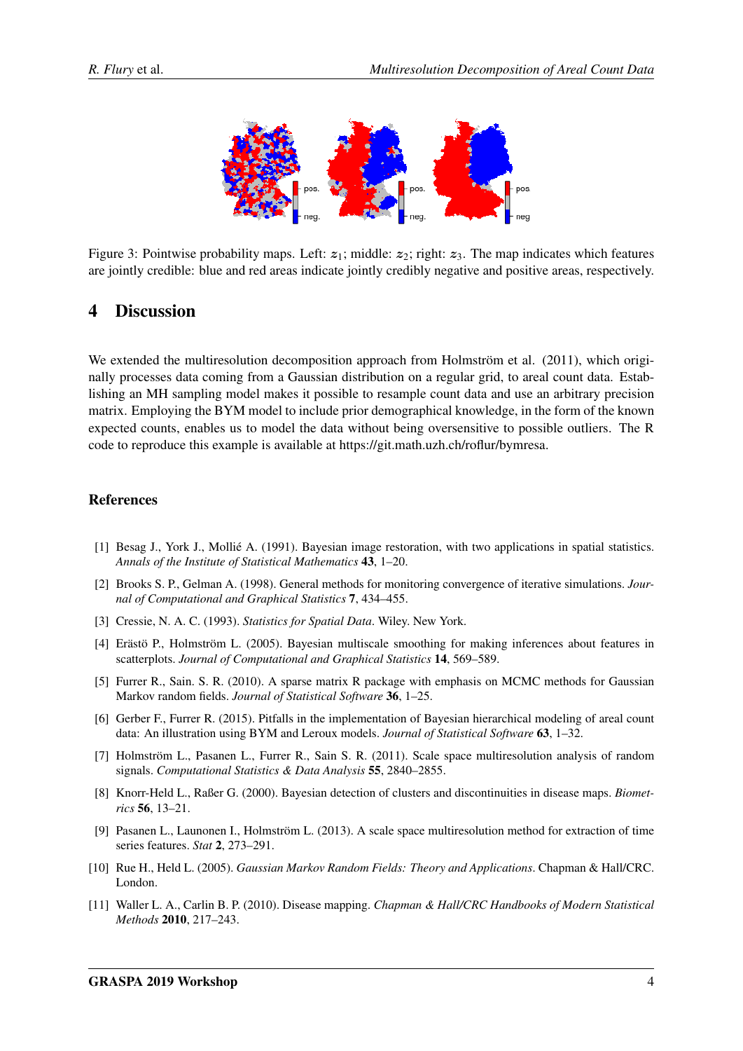pos.

neg.

pos.

neg.

pos

neg

Figure 3: Pointwise probability maps. Left: $z_1$; middle: $z_2$; right: $z_3$. The map indicates which features are jointly credible: blue and red areas indicate jointly credibly negative and positive areas, respectively.

## 4 Discussion

We extended the multiresolution decomposition approach from Holmström et al. (2011), which originally processes data coming from a Gaussian distribution on a regular grid, to areal count data. Establishing an MH sampling model makes it possible to resample count data and use an arbitrary precision matrix. Employing the BYM model to include prior demographical knowledge, in the form of the known expected counts, enables us to model the data without being oversensitive to possible outliers. The R code to reproduce this example is available at https://git.math.uzh.ch/roflur/bymresa.

### References

[1] Besag J., York J., Mollié A. (1991). Bayesian image restoration, with two applications in spatial statistics. *Annals of the Institute of Statistical Mathematics* **43**, 1–20.

[2] Brooks S. P., Gelman A. (1998). General methods for monitoring convergence of iterative simulations. *Journal of Computational and Graphical Statistics* **7**, 434–455.

[3] Cressie, N. A. C. (1993). *Statistics for Spatial Data*. Wiley. New York.

[4] Erästö P., Holmström L. (2005). Bayesian multiscale smoothing for making inferences about features in scatterplots. *Journal of Computational and Graphical Statistics* **14**, 569–589.

[5] Furrer R., Sain. S. R. (2010). A sparse matrix R package with emphasis on MCMC methods for Gaussian Markov random fields. *Journal of Statistical Software* **36**, 1–25.

[6] Gerber F., Furrer R. (2015). Pitfalls in the implementation of Bayesian hierarchical modeling of areal count data: An illustration using BYM and Leroux models. *Journal of Statistical Software* **63**, 1–32.

[7] Holmström L., Pasanen L., Furrer R., Sain S. R. (2011). Scale space multiresolution analysis of random signals. *Computational Statistics & Data Analysis* **55**, 2840–2855.

[8] Knorr-Held L., Raßer G. (2000). Bayesian detection of clusters and discontinuities in disease maps. *Biometrics* **56**, 13–21.

[9] Pasanen L., Launonen I., Holmström L. (2013). A scale space multiresolution method for extraction of time series features. *Stat* **2**, 273–291.

[10] Rue H., Held L. (2005). *Gaussian Markov Random Fields: Theory and Applications*. Chapman & Hall/CRC. London.

[11] Waller L. A., Carlin B. P. (2010). Disease mapping. *Chapman & Hall/CRC Handbooks of Modern Statistical Methods* **2010**, 217–243.